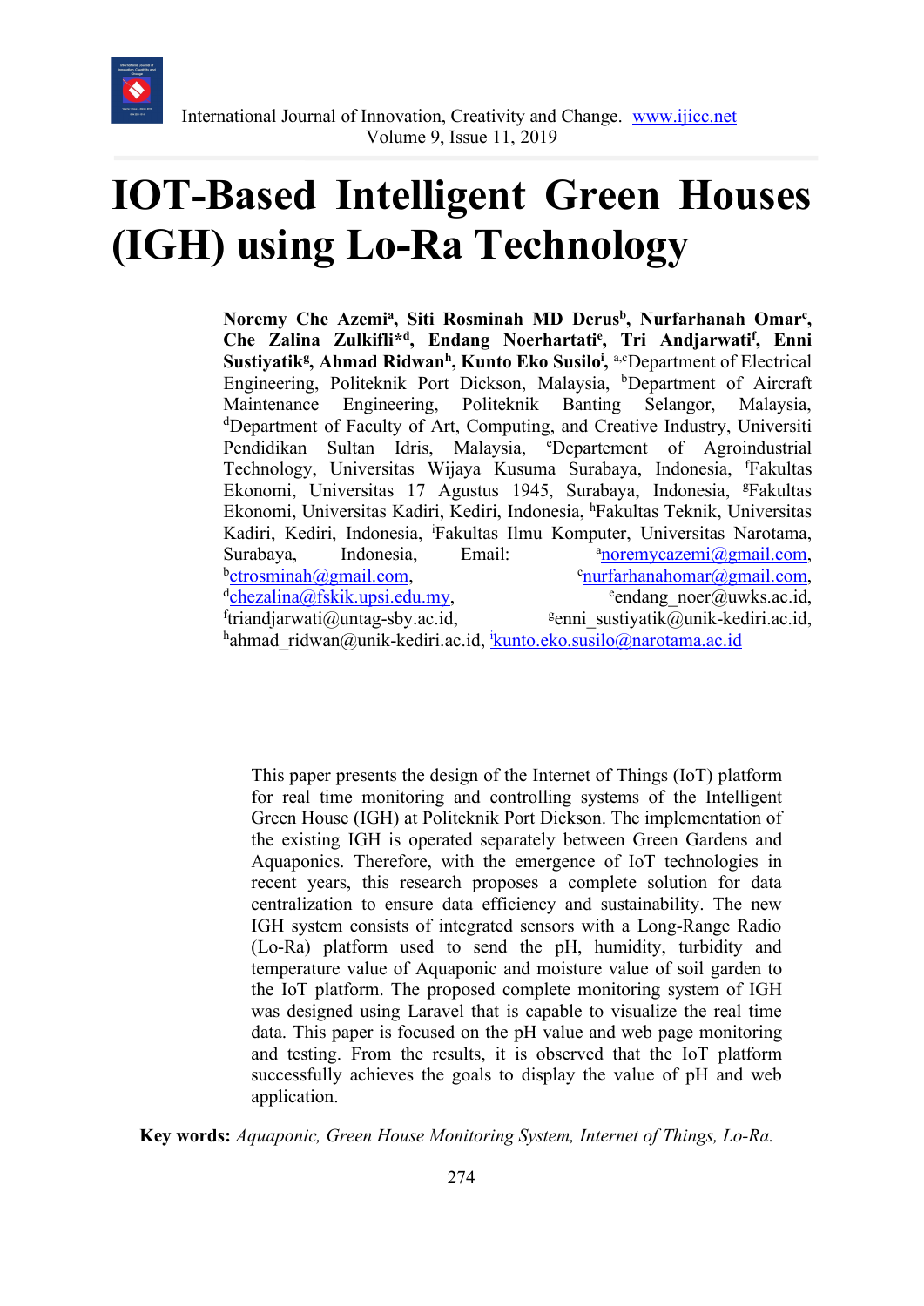# IOT-Based Intelligent Green Houses (IGH) using Lo-Ra Technology

**Noremy Che Azemi[a], Siti Rosminah MD Derus[b], Nurfarhanah Omar[c], Che Zalina Zulkifli*[d], Endang Noerhartati[e], Tri Andjarwati[f], Enni Sustiyatik[g], Ahmad Ridwan[h], Kunto Eko Susilo[i]**, [a,c]Department of Electrical Engineering, Politeknik Port Dickson, Malaysia, [b]Department of Aircraft Maintenance Engineering, Politeknik Banting Selangor, Malaysia, [d]Department of Faculty of Art, Computing, and Creative Industry, Universiti Pendidikan Sultan Idris, Malaysia, [e]Departement of Agroindustrial Technology, Universitas Wijaya Kusuma Surabaya, Indonesia, [f]Fakultas Ekonomi, Universitas 17 Agustus 1945, Surabaya, Indonesia, [g]Fakultas Ekonomi, Universitas Kadiri, Kediri, Indonesia, [h]Fakultas Teknik, Universitas Kadiri, Kediri, Indonesia, [i]Fakultas Ilmu Komputer, Universitas Narotama, Surabaya, Indonesia, Email: [a]noremycazemi@gmail.com, [b]ctrosminah@gmail.com, [c]nurfarhanahomar@gmail.com, [d]chezalina@fskik.upsi.edu.my, [e]endang_noer@uwks.ac.id, [f]triandjarwati@untag-sby.ac.id, [g]enni_sustiyatik@unik-kediri.ac.id, [h]ahmad_ridwan@unik-kediri.ac.id, [i]kunto.eko.susilo@narotama.ac.id

This paper presents the design of the Internet of Things (IoT) platform for real time monitoring and controlling systems of the Intelligent Green House (IGH) at Politeknik Port Dickson. The implementation of the existing IGH is operated separately between Green Gardens and Aquaponics. Therefore, with the emergence of IoT technologies in recent years, this research proposes a complete solution for data centralization to ensure data efficiency and sustainability. The new IGH system consists of integrated sensors with a Long-Range Radio (Lo-Ra) platform used to send the pH, humidity, turbidity and temperature value of Aquaponic and moisture value of soil garden to the IoT platform. The proposed complete monitoring system of IGH was designed using Laravel that is capable to visualize the real time data. This paper is focused on the pH value and web page monitoring and testing. From the results, it is observed that the IoT platform successfully achieves the goals to display the value of pH and web application.

**Key words:** *Aquaponic, Green House Monitoring System, Internet of Things, Lo-Ra.*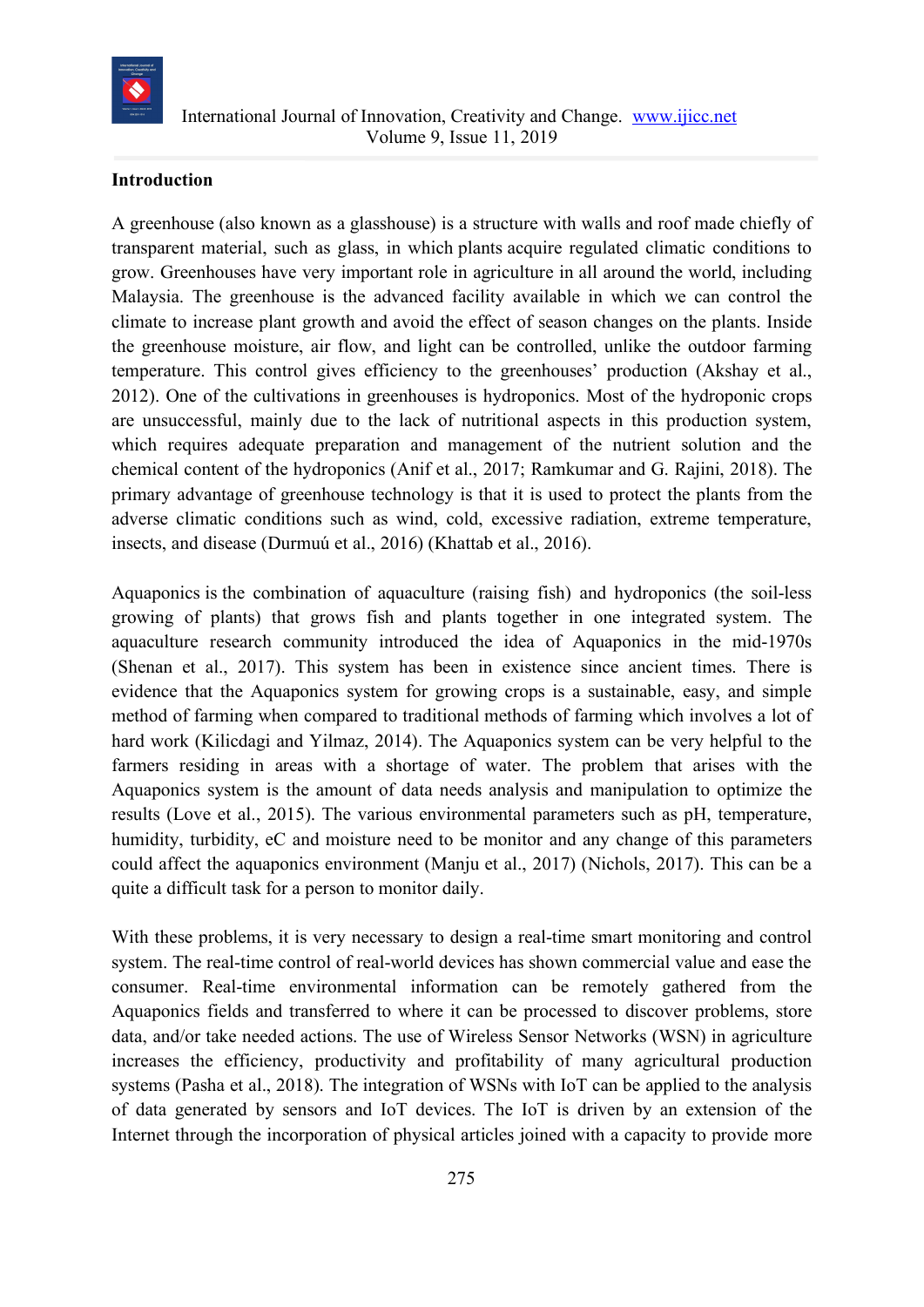## Introduction

A greenhouse (also known as a glasshouse) is a structure with walls and roof made chiefly of transparent material, such as glass, in which plants acquire regulated climatic conditions to grow. Greenhouses have very important role in agriculture in all around the world, including Malaysia. The greenhouse is the advanced facility available in which we can control the climate to increase plant growth and avoid the effect of season changes on the plants. Inside the greenhouse moisture, air flow, and light can be controlled, unlike the outdoor farming temperature. This control gives efficiency to the greenhouses' production (Akshay et al., 2012). One of the cultivations in greenhouses is hydroponics. Most of the hydroponic crops are unsuccessful, mainly due to the lack of nutritional aspects in this production system, which requires adequate preparation and management of the nutrient solution and the chemical content of the hydroponics (Anif et al., 2017; Ramkumar and G. Rajini, 2018). The primary advantage of greenhouse technology is that it is used to protect the plants from the adverse climatic conditions such as wind, cold, excessive radiation, extreme temperature, insects, and disease (Durmuú et al., 2016) (Khattab et al., 2016).

Aquaponics is the combination of aquaculture (raising fish) and hydroponics (the soil-less growing of plants) that grows fish and plants together in one integrated system. The aquaculture research community introduced the idea of Aquaponics in the mid-1970s (Shenan et al., 2017). This system has been in existence since ancient times. There is evidence that the Aquaponics system for growing crops is a sustainable, easy, and simple method of farming when compared to traditional methods of farming which involves a lot of hard work (Kilicdagi and Yilmaz, 2014). The Aquaponics system can be very helpful to the farmers residing in areas with a shortage of water. The problem that arises with the Aquaponics system is the amount of data needs analysis and manipulation to optimize the results (Love et al., 2015). The various environmental parameters such as pH, temperature, humidity, turbidity, eC and moisture need to be monitor and any change of this parameters could affect the aquaponics environment (Manju et al., 2017) (Nichols, 2017). This can be a quite a difficult task for a person to monitor daily.

With these problems, it is very necessary to design a real-time smart monitoring and control system. The real-time control of real-world devices has shown commercial value and ease the consumer. Real-time environmental information can be remotely gathered from the Aquaponics fields and transferred to where it can be processed to discover problems, store data, and/or take needed actions. The use of Wireless Sensor Networks (WSN) in agriculture increases the efficiency, productivity and profitability of many agricultural production systems (Pasha et al., 2018). The integration of WSNs with IoT can be applied to the analysis of data generated by sensors and IoT devices. The IoT is driven by an extension of the Internet through the incorporation of physical articles joined with a capacity to provide more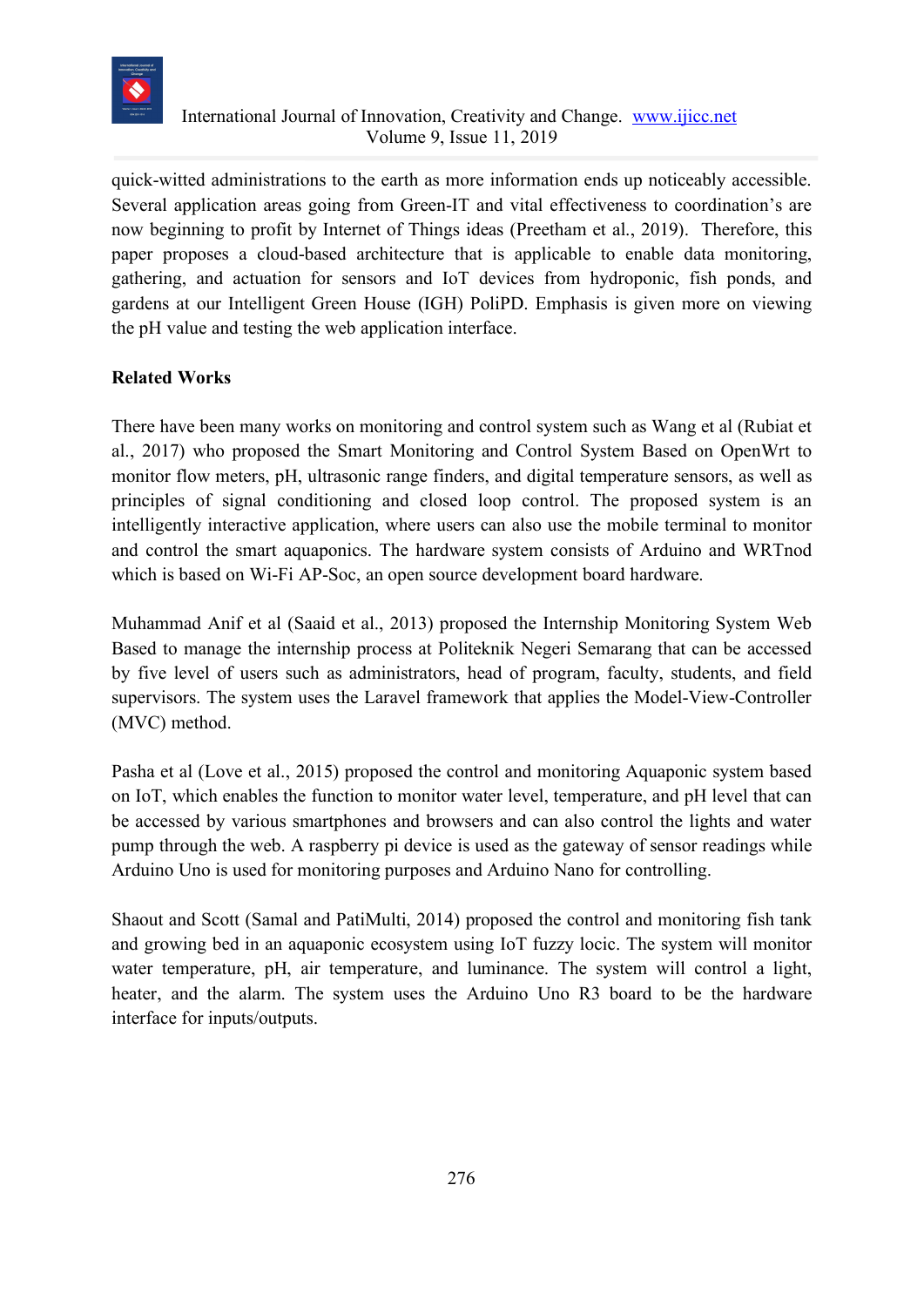quick-witted administrations to the earth as more information ends up noticeably accessible. Several application areas going from Green-IT and vital effectiveness to coordination's are now beginning to profit by Internet of Things ideas (Preetham et al., 2019). Therefore, this paper proposes a cloud-based architecture that is applicable to enable data monitoring, gathering, and actuation for sensors and IoT devices from hydroponic, fish ponds, and gardens at our Intelligent Green House (IGH) PoliPD. Emphasis is given more on viewing the pH value and testing the web application interface.

## Related Works

There have been many works on monitoring and control system such as Wang et al (Rubiat et al., 2017) who proposed the Smart Monitoring and Control System Based on OpenWrt to monitor flow meters, pH, ultrasonic range finders, and digital temperature sensors, as well as principles of signal conditioning and closed loop control. The proposed system is an intelligently interactive application, where users can also use the mobile terminal to monitor and control the smart aquaponics. The hardware system consists of Arduino and WRTnod which is based on Wi-Fi AP-Soc, an open source development board hardware.

Muhammad Anif et al (Saaid et al., 2013) proposed the Internship Monitoring System Web Based to manage the internship process at Politeknik Negeri Semarang that can be accessed by five level of users such as administrators, head of program, faculty, students, and field supervisors. The system uses the Laravel framework that applies the Model-View-Controller (MVC) method.

Pasha et al (Love et al., 2015) proposed the control and monitoring Aquaponic system based on IoT, which enables the function to monitor water level, temperature, and pH level that can be accessed by various smartphones and browsers and can also control the lights and water pump through the web. A raspberry pi device is used as the gateway of sensor readings while Arduino Uno is used for monitoring purposes and Arduino Nano for controlling.

Shaout and Scott (Samal and PatiMulti, 2014) proposed the control and monitoring fish tank and growing bed in an aquaponic ecosystem using IoT fuzzy locic. The system will monitor water temperature, pH, air temperature, and luminance. The system will control a light, heater, and the alarm. The system uses the Arduino Uno R3 board to be the hardware interface for inputs/outputs.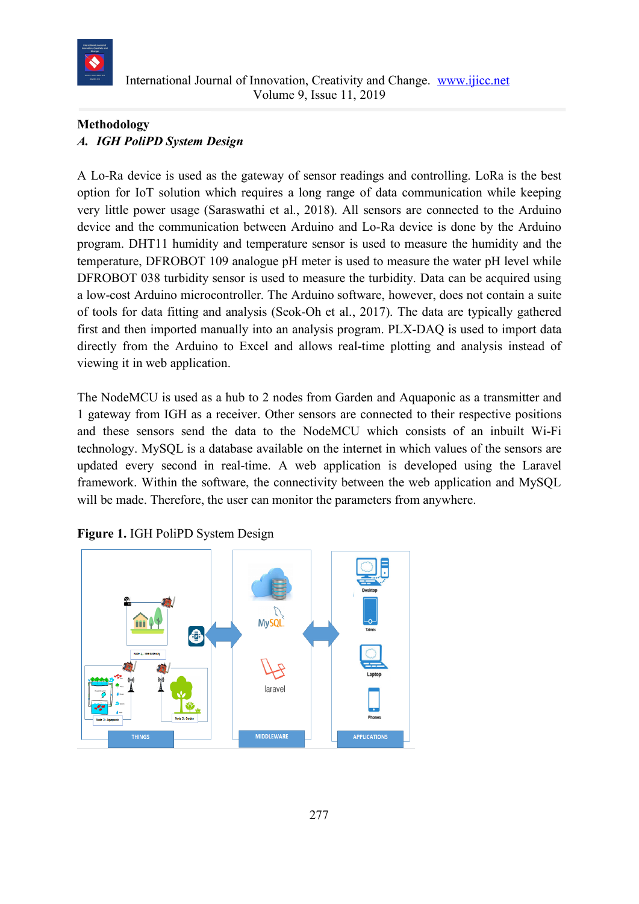## Methodology

### *A. IGH PoliPD System Design*

A Lo-Ra device is used as the gateway of sensor readings and controlling. LoRa is the best option for IoT solution which requires a long range of data communication while keeping very little power usage (Saraswathi et al., 2018). All sensors are connected to the Arduino device and the communication between Arduino and Lo-Ra device is done by the Arduino program. DHT11 humidity and temperature sensor is used to measure the humidity and the temperature, DFROBOT 109 analogue pH meter is used to measure the water pH level while DFROBOT 038 turbidity sensor is used to measure the turbidity. Data can be acquired using a low-cost Arduino microcontroller. The Arduino software, however, does not contain a suite of tools for data fitting and analysis (Seok-Oh et al., 2017). The data are typically gathered first and then imported manually into an analysis program. PLX-DAQ is used to import data directly from the Arduino to Excel and allows real-time plotting and analysis instead of viewing it in web application.

The NodeMCU is used as a hub to 2 nodes from Garden and Aquaponic as a transmitter and 1 gateway from IGH as a receiver. Other sensors are connected to their respective positions and these sensors send the data to the NodeMCU which consists of an inbuilt Wi-Fi technology. MySQL is a database available on the internet in which values of the sensors are updated every second in real-time. A web application is developed using the Laravel framework. Within the software, the connectivity between the web application and MySQL will be made. Therefore, the user can monitor the parameters from anywhere.

**Figure 1.** IGH PoliPD System Design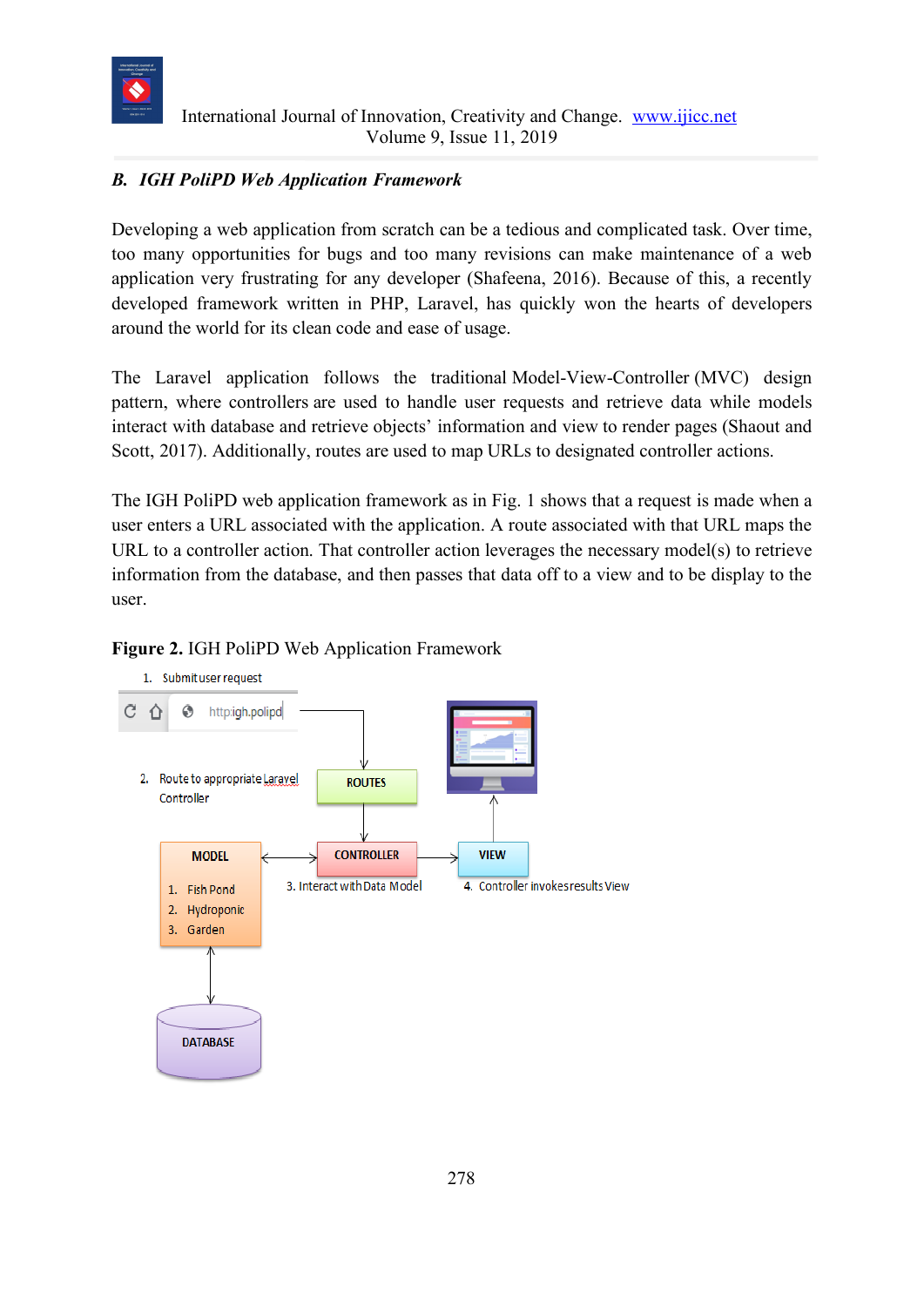### *B. IGH PoliPD Web Application Framework*

Developing a web application from scratch can be a tedious and complicated task. Over time, too many opportunities for bugs and too many revisions can make maintenance of a web application very frustrating for any developer (Shafeena, 2016). Because of this, a recently developed framework written in PHP, Laravel, has quickly won the hearts of developers around the world for its clean code and ease of usage.

The Laravel application follows the traditional Model-View-Controller (MVC) design pattern, where controllers are used to handle user requests and retrieve data while models interact with database and retrieve objects' information and view to render pages (Shaout and Scott, 2017). Additionally, routes are used to map URLs to designated controller actions.

The IGH PoliPD web application framework as in Fig. 1 shows that a request is made when a user enters a URL associated with the application. A route associated with that URL maps the URL to a controller action. That controller action leverages the necessary model(s) to retrieve information from the database, and then passes that data off to a view and to be display to the user.

**Figure 2.** IGH PoliPD Web Application Framework

1. Submit user request

http:igh.polipd

2. Route to appropriate Laravel Controller

ROUTES

CONTROLLER

3. Interact with Data Model

MODEL

1. Fish Pond
2. Hydroponic
3. Garden

DATABASE

VIEW

4. Controller invokes results View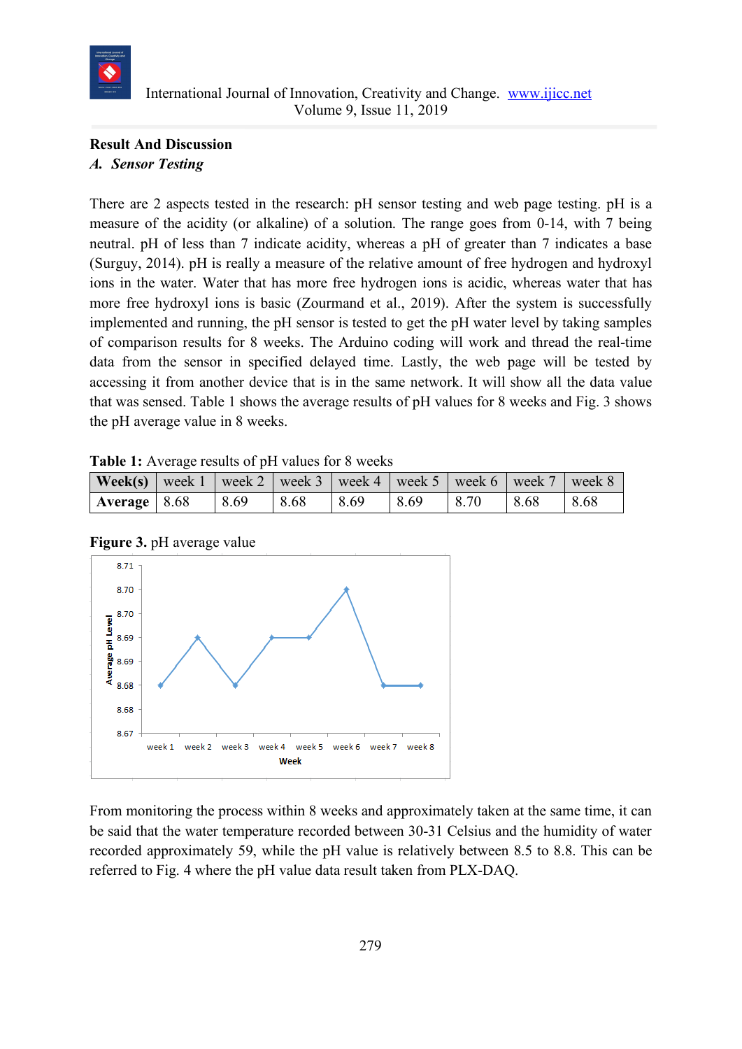## Result And Discussion

### *A. Sensor Testing*

There are 2 aspects tested in the research: pH sensor testing and web page testing. pH is a measure of the acidity (or alkaline) of a solution. The range goes from 0-14, with 7 being neutral. pH of less than 7 indicate acidity, whereas a pH of greater than 7 indicates a base (Surguy, 2014). pH is really a measure of the relative amount of free hydrogen and hydroxyl ions in the water. Water that has more free hydrogen ions is acidic, whereas water that has more free hydroxyl ions is basic (Zourmand et al., 2019). After the system is successfully implemented and running, the pH sensor is tested to get the pH water level by taking samples of comparison results for 8 weeks. The Arduino coding will work and thread the real-time data from the sensor in specified delayed time. Lastly, the web page will be tested by accessing it from another device that is in the same network. It will show all the data value that was sensed. Table 1 shows the average results of pH values for 8 weeks and Fig. 3 shows the pH average value in 8 weeks.

**Table 1:** Average results of pH values for 8 weeks

| **Week(s)** | week 1 | week 2 | week 3 | week 4 | week 5 | week 6 | week 7 | week 8 |
|---|---|---|---|---|---|---|---|---|
| **Average** | 8.68 | 8.69 | 8.68 | 8.69 | 8.69 | 8.70 | 8.68 | 8.68 |

**Figure 3.** pH average value

From monitoring the process within 8 weeks and approximately taken at the same time, it can be said that the water temperature recorded between 30-31 Celsius and the humidity of water recorded approximately 59, while the pH value is relatively between 8.5 to 8.8. This can be referred to Fig. 4 where the pH value data result taken from PLX-DAQ.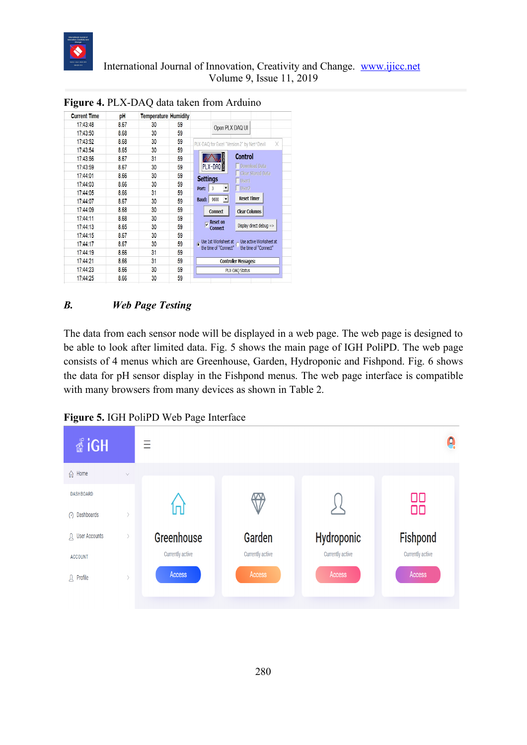**Figure 4.** PLX-DAQ data taken from Arduino

| Current Time | pH | Temperature | Humidity |
|---|---|---|---|
| 17:43:48 | 8.67 | 30 | 59 |
| 17:43:50 | 8.68 | 30 | 59 |
| 17:43:52 | 8.68 | 30 | 59 |
| 17:43:54 | 8.65 | 30 | 59 |
| 17:43:56 | 8.67 | 31 | 59 |
| 17:43:59 | 8.67 | 30 | 59 |
| 17:44:01 | 8.66 | 30 | 59 |
| 17:44:03 | 8.66 | 30 | 59 |
| 17:44:05 | 8.66 | 31 | 59 |
| 17:44:07 | 8.67 | 30 | 59 |
| 17:44:09 | 8.68 | 30 | 59 |
| 17:44:11 | 8.68 | 30 | 59 |
| 17:44:13 | 8.65 | 30 | 59 |
| 17:44:15 | 8.67 | 30 | 59 |
| 17:44:17 | 8.67 | 30 | 59 |
| 17:44:19 | 8.66 | 31 | 59 |
| 17:44:21 | 8.66 | 31 | 59 |
| 17:44:23 | 8.66 | 30 | 59 |
| 17:44:25 | 8.66 | 30 | 59 |

### *B. Web Page Testing*

The data from each sensor node will be displayed in a web page. The web page is designed to be able to look after limited data. Fig. 5 shows the main page of IGH PoliPD. The web page consists of 4 menus which are Greenhouse, Garden, Hydroponic and Fishpond. Fig. 6 shows the data for pH sensor display in the Fishpond menus. The web page interface is compatible with many browsers from many devices as shown in Table 2.

**Figure 5.** IGH PoliPD Web Page Interface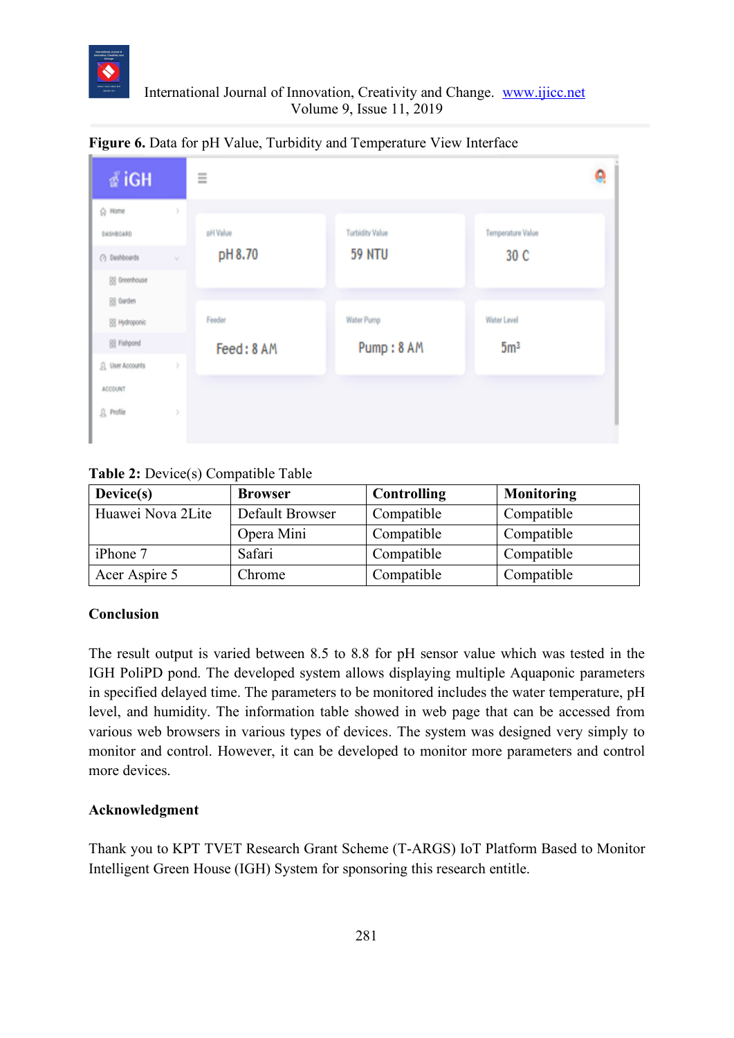**Figure 6.** Data for pH Value, Turbidity and Temperature View Interface

**Table 2:** Device(s) Compatible Table

| Device(s) | Browser | Controlling | Monitoring |
|---|---|---|---|
| Huawei Nova 2Lite | Default Browser | Compatible | Compatible |
| | Opera Mini | Compatible | Compatible |
| iPhone 7 | Safari | Compatible | Compatible |
| Acer Aspire 5 | Chrome | Compatible | Compatible |

## Conclusion

The result output is varied between 8.5 to 8.8 for pH sensor value which was tested in the IGH PoliPD pond. The developed system allows displaying multiple Aquaponic parameters in specified delayed time. The parameters to be monitored includes the water temperature, pH level, and humidity. The information table showed in web page that can be accessed from various web browsers in various types of devices. The system was designed very simply to monitor and control. However, it can be developed to monitor more parameters and control more devices.

## Acknowledgment

Thank you to KPT TVET Research Grant Scheme (T-ARGS) IoT Platform Based to Monitor Intelligent Green House (IGH) System for sponsoring this research entitle.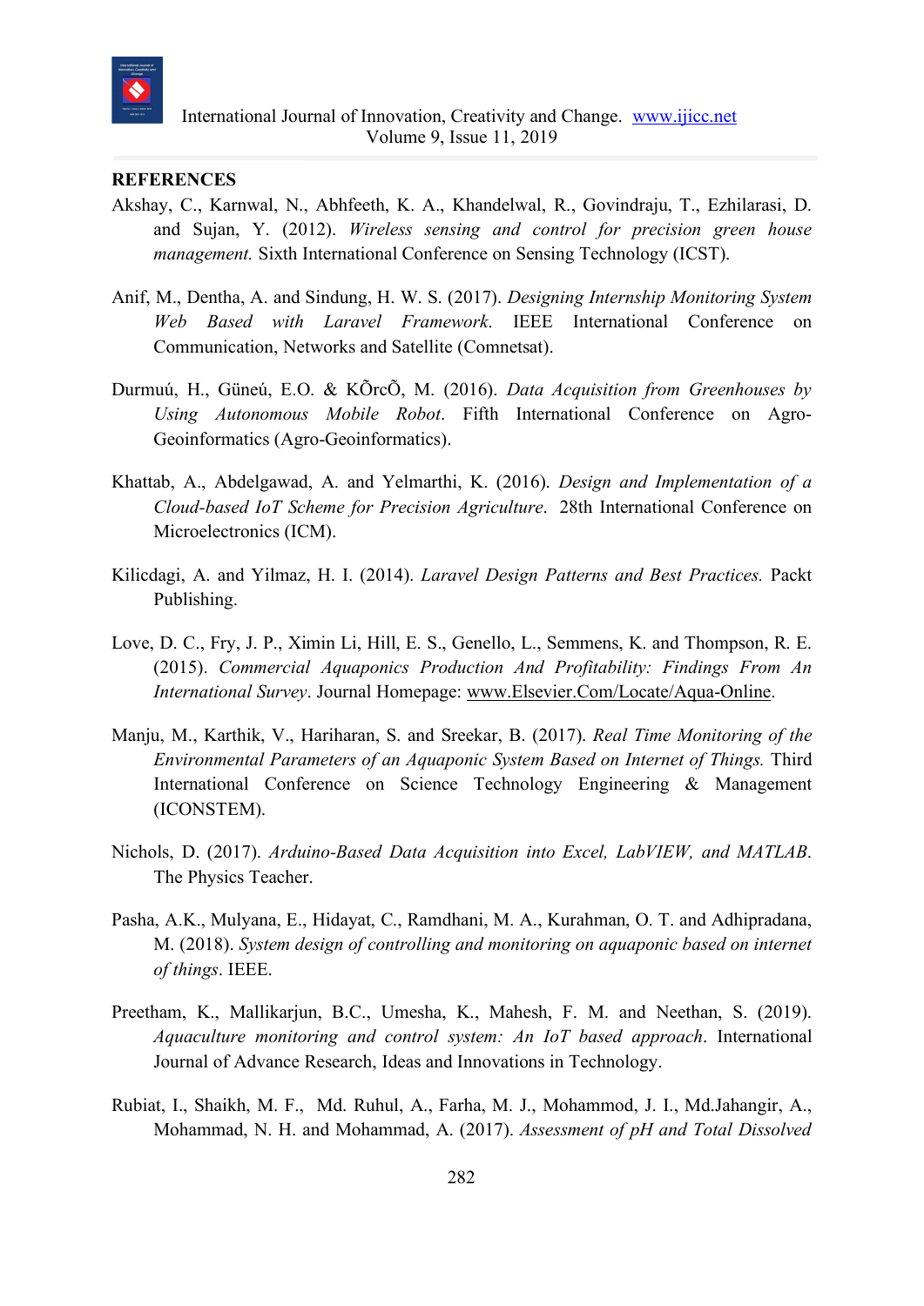**REFERENCES**

Akshay, C., Karnwal, N., Abhfeeth, K. A., Khandelwal, R., Govindraju, T., Ezhilarasi, D. and Sujan, Y. (2012). *Wireless sensing and control for precision green house management.* Sixth International Conference on Sensing Technology (ICST).

Anif, M., Dentha, A. and Sindung, H. W. S. (2017). *Designing Internship Monitoring System Web Based with Laravel Framework*. IEEE International Conference on Communication, Networks and Satellite (Comnetsat).

Durmuú, H., Güneú, E.O. & KÕrcÕ, M. (2016). *Data Acquisition from Greenhouses by Using Autonomous Mobile Robot*. Fifth International Conference on Agro-Geoinformatics (Agro-Geoinformatics).

Khattab, A., Abdelgawad, A. and Yelmarthi, K. (2016). *Design and Implementation of a Cloud-based IoT Scheme for Precision Agriculture*. 28th International Conference on Microelectronics (ICM).

Kilicdagi, A. and Yilmaz, H. I. (2014). *Laravel Design Patterns and Best Practices.* Packt Publishing.

Love, D. C., Fry, J. P., Ximin Li, Hill, E. S., Genello, L., Semmens, K. and Thompson, R. E. (2015). *Commercial Aquaponics Production And Profitability: Findings From An International Survey*. Journal Homepage: www.Elsevier.Com/Locate/Aqua-Online.

Manju, M., Karthik, V., Hariharan, S. and Sreekar, B. (2017). *Real Time Monitoring of the Environmental Parameters of an Aquaponic System Based on Internet of Things.* Third International Conference on Science Technology Engineering & Management (ICONSTEM).

Nichols, D. (2017). *Arduino-Based Data Acquisition into Excel, LabVIEW, and MATLAB*. The Physics Teacher.

Pasha, A.K., Mulyana, E., Hidayat, C., Ramdhani, M. A., Kurahman, O. T. and Adhipradana, M. (2018). *System design of controlling and monitoring on aquaponic based on internet of things*. IEEE.

Preetham, K., Mallikarjun, B.C., Umesha, K., Mahesh, F. M. and Neethan, S. (2019). *Aquaculture monitoring and control system: An IoT based approach*. International Journal of Advance Research, Ideas and Innovations in Technology.

Rubiat, I., Shaikh, M. F., Md. Ruhul, A., Farha, M. J., Mohammod, J. I., Md.Jahangir, A., Mohammad, N. H. and Mohammad, A. (2017). *Assessment of pH and Total Dissolved*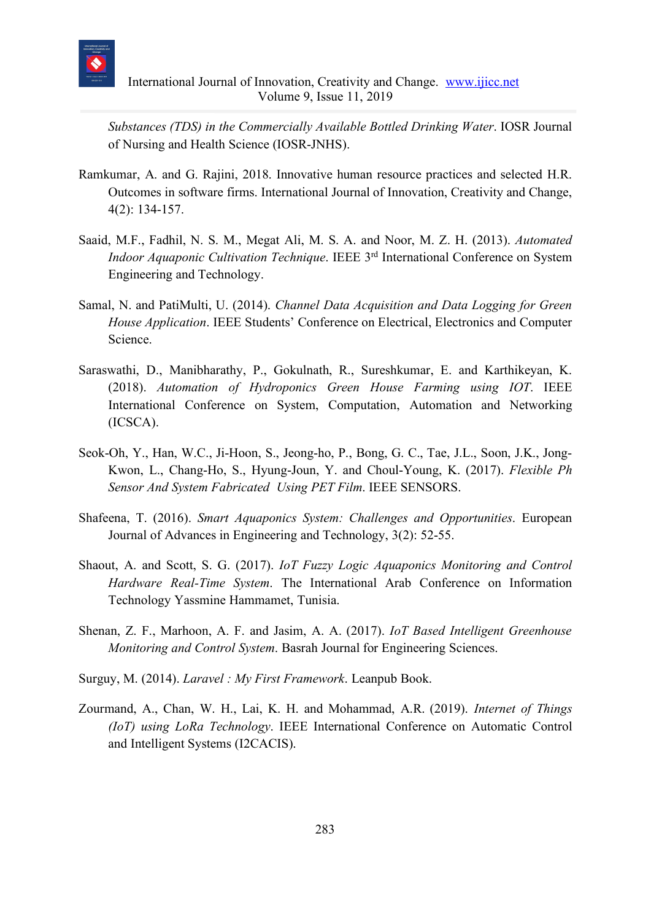*Substances (TDS) in the Commercially Available Bottled Drinking Water*. IOSR Journal of Nursing and Health Science (IOSR-JNHS).

Ramkumar, A. and G. Rajini, 2018. Innovative human resource practices and selected H.R. Outcomes in software firms. International Journal of Innovation, Creativity and Change, 4(2): 134-157.

Saaid, M.F., Fadhil, N. S. M., Megat Ali, M. S. A. and Noor, M. Z. H. (2013). *Automated Indoor Aquaponic Cultivation Technique*. IEEE 3rd International Conference on System Engineering and Technology.

Samal, N. and PatiMulti, U. (2014). *Channel Data Acquisition and Data Logging for Green House Application*. IEEE Students' Conference on Electrical, Electronics and Computer Science.

Saraswathi, D., Manibharathy, P., Gokulnath, R., Sureshkumar, E. and Karthikeyan, K. (2018). *Automation of Hydroponics Green House Farming using IOT*. IEEE International Conference on System, Computation, Automation and Networking (ICSCA).

Seok-Oh, Y., Han, W.C., Ji-Hoon, S., Jeong-ho, P., Bong, G. C., Tae, J.L., Soon, J.K., Jong-Kwon, L., Chang-Ho, S., Hyung-Joun, Y. and Choul-Young, K. (2017). *Flexible Ph Sensor And System Fabricated Using PET Film*. IEEE SENSORS.

Shafeena, T. (2016). *Smart Aquaponics System: Challenges and Opportunities*. European Journal of Advances in Engineering and Technology, 3(2): 52-55.

Shaout, A. and Scott, S. G. (2017). *IoT Fuzzy Logic Aquaponics Monitoring and Control Hardware Real-Time System*. The International Arab Conference on Information Technology Yassmine Hammamet, Tunisia.

Shenan, Z. F., Marhoon, A. F. and Jasim, A. A. (2017). *IoT Based Intelligent Greenhouse Monitoring and Control System*. Basrah Journal for Engineering Sciences.

Surguy, M. (2014). *Laravel : My First Framework*. Leanpub Book.

Zourmand, A., Chan, W. H., Lai, K. H. and Mohammad, A.R. (2019). *Internet of Things (IoT) using LoRa Technology*. IEEE International Conference on Automatic Control and Intelligent Systems (I2CACIS).